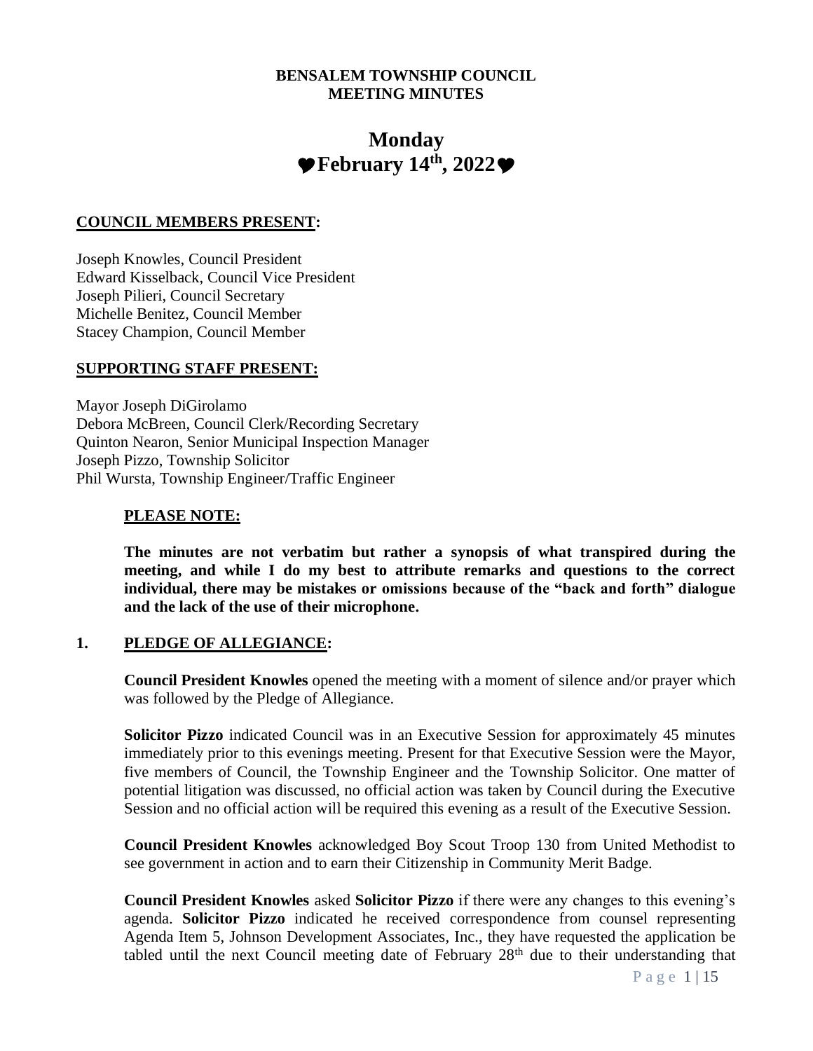# BENSALEM TOWNSHIP COUNCIL
# MEETING MINUTES

## Monday
## ♥February 14th, 2022♥

**COUNCIL MEMBERS PRESENT:**

Joseph Knowles, Council President
Edward Kisselback, Council Vice President
Joseph Pilieri, Council Secretary
Michelle Benitez, Council Member
Stacey Champion, Council Member

**SUPPORTING STAFF PRESENT:**

Mayor Joseph DiGirolamo
Debora McBreen, Council Clerk/Recording Secretary
Quinton Nearon, Senior Municipal Inspection Manager
Joseph Pizzo, Township Solicitor
Phil Wursta, Township Engineer/Traffic Engineer

**PLEASE NOTE:**

**The minutes are not verbatim but rather a synopsis of what transpired during the meeting, and while I do my best to attribute remarks and questions to the correct individual, there may be mistakes or omissions because of the "back and forth" dialogue and the lack of the use of their microphone.**

**1. PLEDGE OF ALLEGIANCE:**

**Council President Knowles** opened the meeting with a moment of silence and/or prayer which was followed by the Pledge of Allegiance.

**Solicitor Pizzo** indicated Council was in an Executive Session for approximately 45 minutes immediately prior to this evenings meeting. Present for that Executive Session were the Mayor, five members of Council, the Township Engineer and the Township Solicitor. One matter of potential litigation was discussed, no official action was taken by Council during the Executive Session and no official action will be required this evening as a result of the Executive Session.

**Council President Knowles** acknowledged Boy Scout Troop 130 from United Methodist to see government in action and to earn their Citizenship in Community Merit Badge.

**Council President Knowles** asked **Solicitor Pizzo** if there were any changes to this evening's agenda. **Solicitor Pizzo** indicated he received correspondence from counsel representing Agenda Item 5, Johnson Development Associates, Inc., they have requested the application be tabled until the next Council meeting date of February 28th due to their understanding that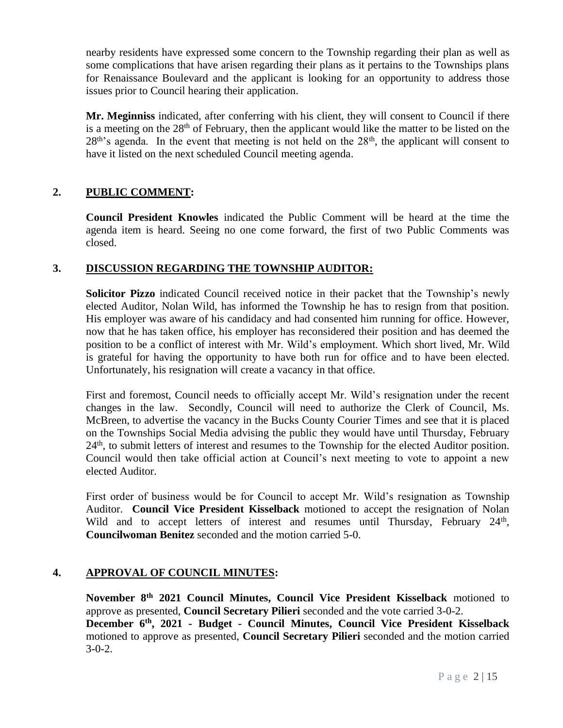nearby residents have expressed some concern to the Township regarding their plan as well as some complications that have arisen regarding their plans as it pertains to the Townships plans for Renaissance Boulevard and the applicant is looking for an opportunity to address those issues prior to Council hearing their application.

**Mr. Meginniss** indicated, after conferring with his client, they will consent to Council if there is a meeting on the 28th of February, then the applicant would like the matter to be listed on the 28th's agenda. In the event that meeting is not held on the 28th, the applicant will consent to have it listed on the next scheduled Council meeting agenda.

## 2. PUBLIC COMMENT:

**Council President Knowles** indicated the Public Comment will be heard at the time the agenda item is heard. Seeing no one come forward, the first of two Public Comments was closed.

## 3. DISCUSSION REGARDING THE TOWNSHIP AUDITOR:

**Solicitor Pizzo** indicated Council received notice in their packet that the Township's newly elected Auditor, Nolan Wild, has informed the Township he has to resign from that position. His employer was aware of his candidacy and had consented him running for office. However, now that he has taken office, his employer has reconsidered their position and has deemed the position to be a conflict of interest with Mr. Wild's employment. Which short lived, Mr. Wild is grateful for having the opportunity to have both run for office and to have been elected. Unfortunately, his resignation will create a vacancy in that office.

First and foremost, Council needs to officially accept Mr. Wild's resignation under the recent changes in the law. Secondly, Council will need to authorize the Clerk of Council, Ms. McBreen, to advertise the vacancy in the Bucks County Courier Times and see that it is placed on the Townships Social Media advising the public they would have until Thursday, February 24th, to submit letters of interest and resumes to the Township for the elected Auditor position. Council would then take official action at Council's next meeting to vote to appoint a new elected Auditor.

First order of business would be for Council to accept Mr. Wild's resignation as Township Auditor. **Council Vice President Kisselback** motioned to accept the resignation of Nolan Wild and to accept letters of interest and resumes until Thursday, February 24th, **Councilwoman Benitez** seconded and the motion carried 5-0.

## 4. APPROVAL OF COUNCIL MINUTES:

**November 8th 2021 Council Minutes, Council Vice President Kisselback** motioned to approve as presented, **Council Secretary Pilieri** seconded and the vote carried 3-0-2.
**December 6th, 2021 - Budget - Council Minutes, Council Vice President Kisselback** motioned to approve as presented, **Council Secretary Pilieri** seconded and the motion carried 3-0-2.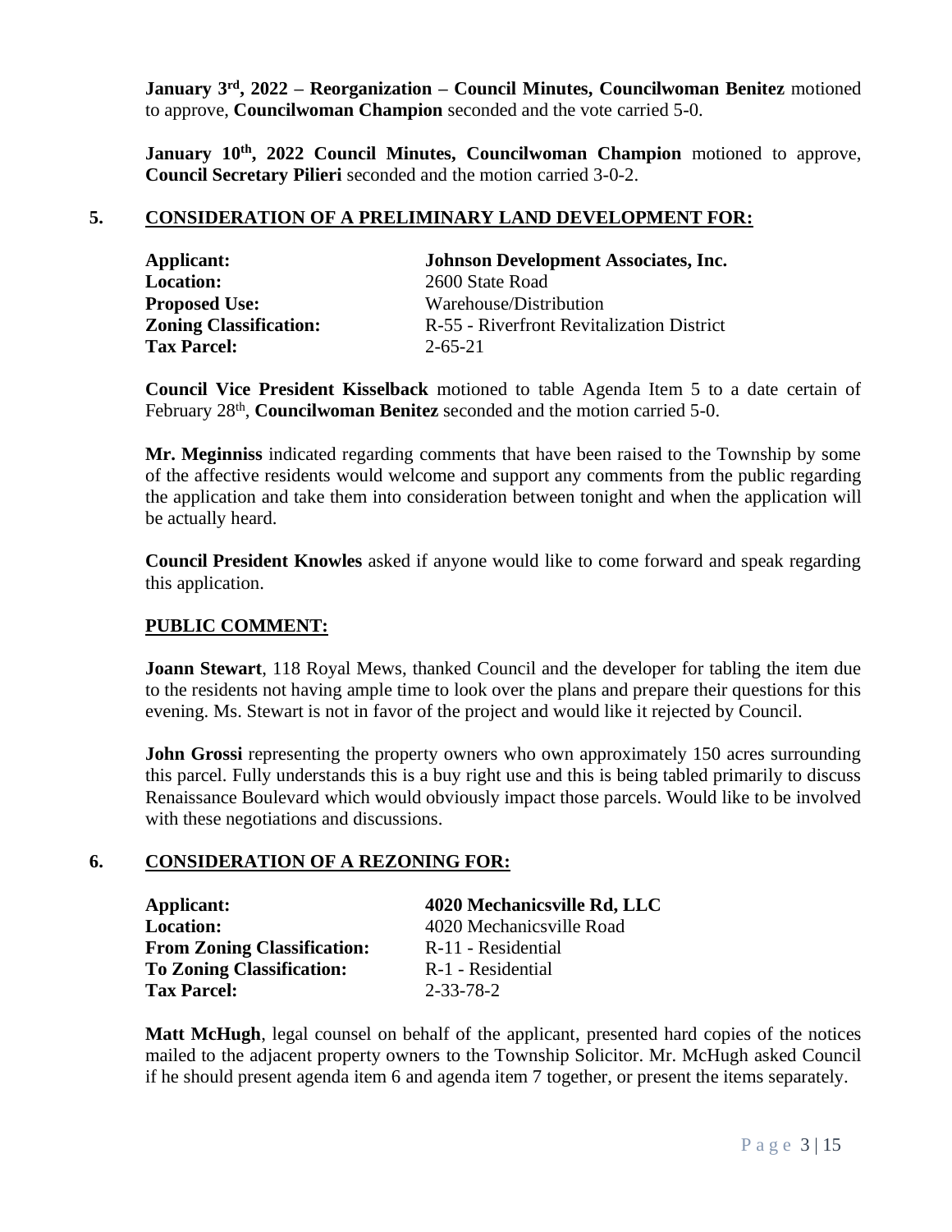**January 3rd, 2022 – Reorganization – Council Minutes, Councilwoman Benitez** motioned to approve, **Councilwoman Champion** seconded and the vote carried 5-0.

**January 10th, 2022 Council Minutes, Councilwoman Champion** motioned to approve, **Council Secretary Pilieri** seconded and the motion carried 3-0-2.

## 5. CONSIDERATION OF A PRELIMINARY LAND DEVELOPMENT FOR:

| | |
|---|---|
| **Applicant:** | **Johnson Development Associates, Inc.** |
| **Location:** | 2600 State Road |
| **Proposed Use:** | Warehouse/Distribution |
| **Zoning Classification:** | R-55 - Riverfront Revitalization District |
| **Tax Parcel:** | 2-65-21 |

**Council Vice President Kisselback** motioned to table Agenda Item 5 to a date certain of February 28th, **Councilwoman Benitez** seconded and the motion carried 5-0.

**Mr. Meginniss** indicated regarding comments that have been raised to the Township by some of the affective residents would welcome and support any comments from the public regarding the application and take them into consideration between tonight and when the application will be actually heard.

**Council President Knowles** asked if anyone would like to come forward and speak regarding this application.

**PUBLIC COMMENT:**

**Joann Stewart**, 118 Royal Mews, thanked Council and the developer for tabling the item due to the residents not having ample time to look over the plans and prepare their questions for this evening. Ms. Stewart is not in favor of the project and would like it rejected by Council.

**John Grossi** representing the property owners who own approximately 150 acres surrounding this parcel. Fully understands this is a buy right use and this is being tabled primarily to discuss Renaissance Boulevard which would obviously impact those parcels. Would like to be involved with these negotiations and discussions.

## 6. CONSIDERATION OF A REZONING FOR:

| | |
|---|---|
| **Applicant:** | **4020 Mechanicsville Rd, LLC** |
| **Location:** | 4020 Mechanicsville Road |
| **From Zoning Classification:** | R-11 - Residential |
| **To Zoning Classification:** | R-1 - Residential |
| **Tax Parcel:** | 2-33-78-2 |

**Matt McHugh**, legal counsel on behalf of the applicant, presented hard copies of the notices mailed to the adjacent property owners to the Township Solicitor. Mr. McHugh asked Council if he should present agenda item 6 and agenda item 7 together, or present the items separately.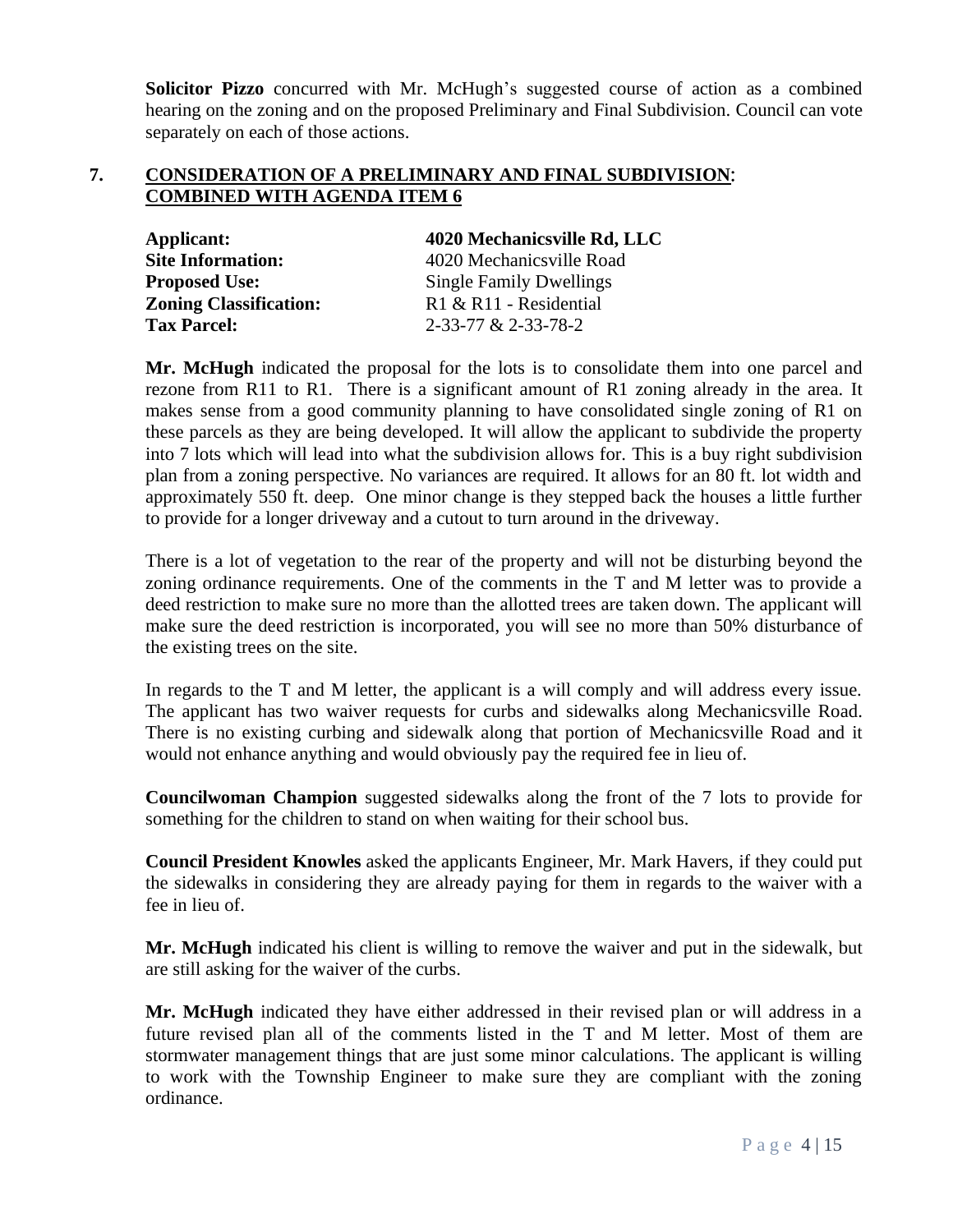**Solicitor Pizzo** concurred with Mr. McHugh's suggested course of action as a combined hearing on the zoning and on the proposed Preliminary and Final Subdivision. Council can vote separately on each of those actions.

## 7. CONSIDERATION OF A PRELIMINARY AND FINAL SUBDIVISION: COMBINED WITH AGENDA ITEM 6

**Applicant:** **4020 Mechanicsville Rd, LLC**
**Site Information:** 4020 Mechanicsville Road
**Proposed Use:** Single Family Dwellings
**Zoning Classification:** R1 & R11 - Residential
**Tax Parcel:** 2-33-77 & 2-33-78-2

**Mr. McHugh** indicated the proposal for the lots is to consolidate them into one parcel and rezone from R11 to R1. There is a significant amount of R1 zoning already in the area. It makes sense from a good community planning to have consolidated single zoning of R1 on these parcels as they are being developed. It will allow the applicant to subdivide the property into 7 lots which will lead into what the subdivision allows for. This is a buy right subdivision plan from a zoning perspective. No variances are required. It allows for an 80 ft. lot width and approximately 550 ft. deep. One minor change is they stepped back the houses a little further to provide for a longer driveway and a cutout to turn around in the driveway.

There is a lot of vegetation to the rear of the property and will not be disturbing beyond the zoning ordinance requirements. One of the comments in the T and M letter was to provide a deed restriction to make sure no more than the allotted trees are taken down. The applicant will make sure the deed restriction is incorporated, you will see no more than 50% disturbance of the existing trees on the site.

In regards to the T and M letter, the applicant is a will comply and will address every issue. The applicant has two waiver requests for curbs and sidewalks along Mechanicsville Road. There is no existing curbing and sidewalk along that portion of Mechanicsville Road and it would not enhance anything and would obviously pay the required fee in lieu of.

**Councilwoman Champion** suggested sidewalks along the front of the 7 lots to provide for something for the children to stand on when waiting for their school bus.

**Council President Knowles** asked the applicants Engineer, Mr. Mark Havers, if they could put the sidewalks in considering they are already paying for them in regards to the waiver with a fee in lieu of.

**Mr. McHugh** indicated his client is willing to remove the waiver and put in the sidewalk, but are still asking for the waiver of the curbs.

**Mr. McHugh** indicated they have either addressed in their revised plan or will address in a future revised plan all of the comments listed in the T and M letter. Most of them are stormwater management things that are just some minor calculations. The applicant is willing to work with the Township Engineer to make sure they are compliant with the zoning ordinance.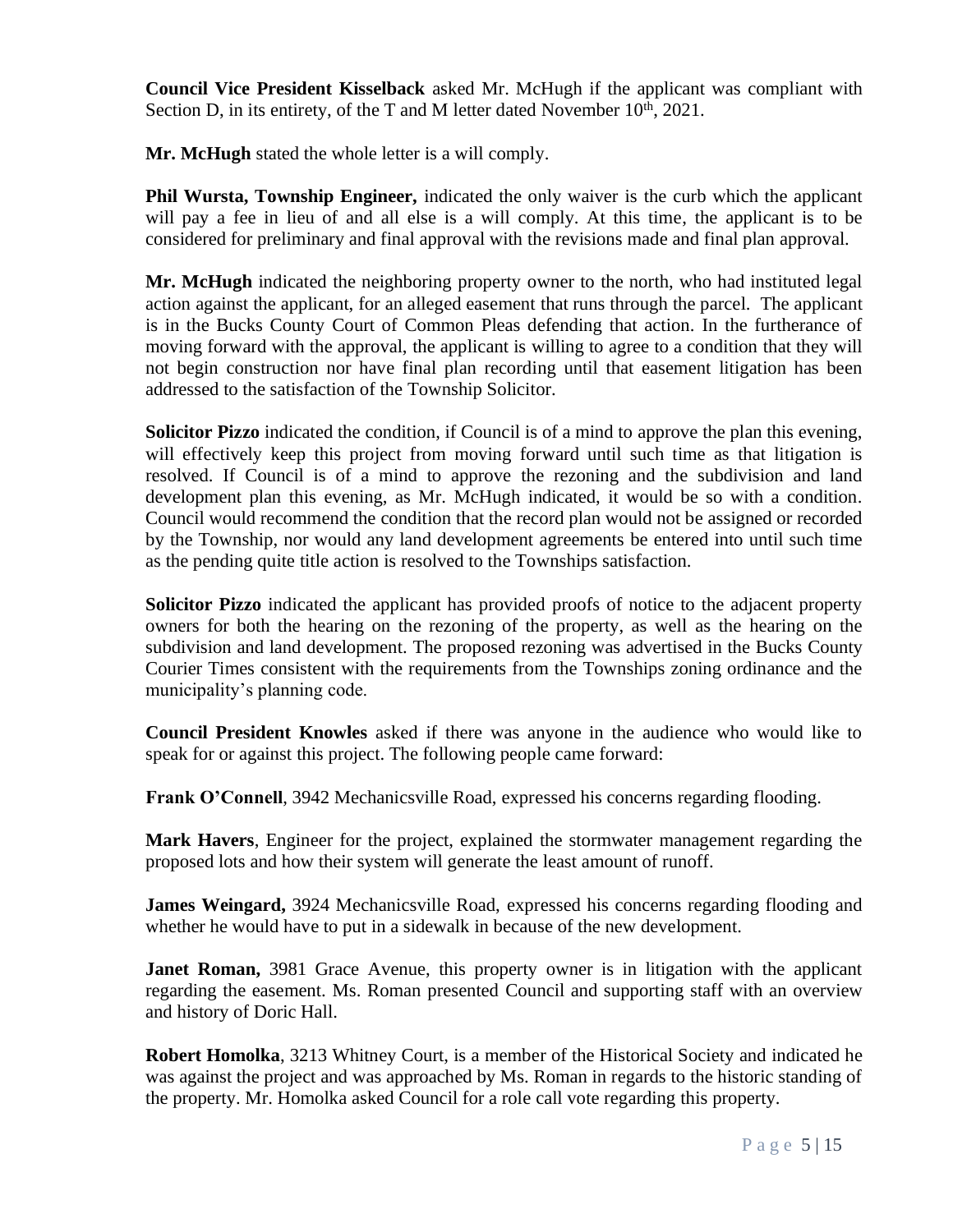**Council Vice President Kisselback** asked Mr. McHugh if the applicant was compliant with Section D, in its entirety, of the T and M letter dated November 10th, 2021.

**Mr. McHugh** stated the whole letter is a will comply.

**Phil Wursta, Township Engineer,** indicated the only waiver is the curb which the applicant will pay a fee in lieu of and all else is a will comply. At this time, the applicant is to be considered for preliminary and final approval with the revisions made and final plan approval.

**Mr. McHugh** indicated the neighboring property owner to the north, who had instituted legal action against the applicant, for an alleged easement that runs through the parcel. The applicant is in the Bucks County Court of Common Pleas defending that action. In the furtherance of moving forward with the approval, the applicant is willing to agree to a condition that they will not begin construction nor have final plan recording until that easement litigation has been addressed to the satisfaction of the Township Solicitor.

**Solicitor Pizzo** indicated the condition, if Council is of a mind to approve the plan this evening, will effectively keep this project from moving forward until such time as that litigation is resolved. If Council is of a mind to approve the rezoning and the subdivision and land development plan this evening, as Mr. McHugh indicated, it would be so with a condition. Council would recommend the condition that the record plan would not be assigned or recorded by the Township, nor would any land development agreements be entered into until such time as the pending quite title action is resolved to the Townships satisfaction.

**Solicitor Pizzo** indicated the applicant has provided proofs of notice to the adjacent property owners for both the hearing on the rezoning of the property, as well as the hearing on the subdivision and land development. The proposed rezoning was advertised in the Bucks County Courier Times consistent with the requirements from the Townships zoning ordinance and the municipality's planning code.

**Council President Knowles** asked if there was anyone in the audience who would like to speak for or against this project. The following people came forward:

**Frank O'Connell**, 3942 Mechanicsville Road, expressed his concerns regarding flooding.

**Mark Havers**, Engineer for the project, explained the stormwater management regarding the proposed lots and how their system will generate the least amount of runoff.

**James Weingard,** 3924 Mechanicsville Road, expressed his concerns regarding flooding and whether he would have to put in a sidewalk in because of the new development.

**Janet Roman,** 3981 Grace Avenue, this property owner is in litigation with the applicant regarding the easement. Ms. Roman presented Council and supporting staff with an overview and history of Doric Hall.

**Robert Homolka**, 3213 Whitney Court, is a member of the Historical Society and indicated he was against the project and was approached by Ms. Roman in regards to the historic standing of the property. Mr. Homolka asked Council for a role call vote regarding this property.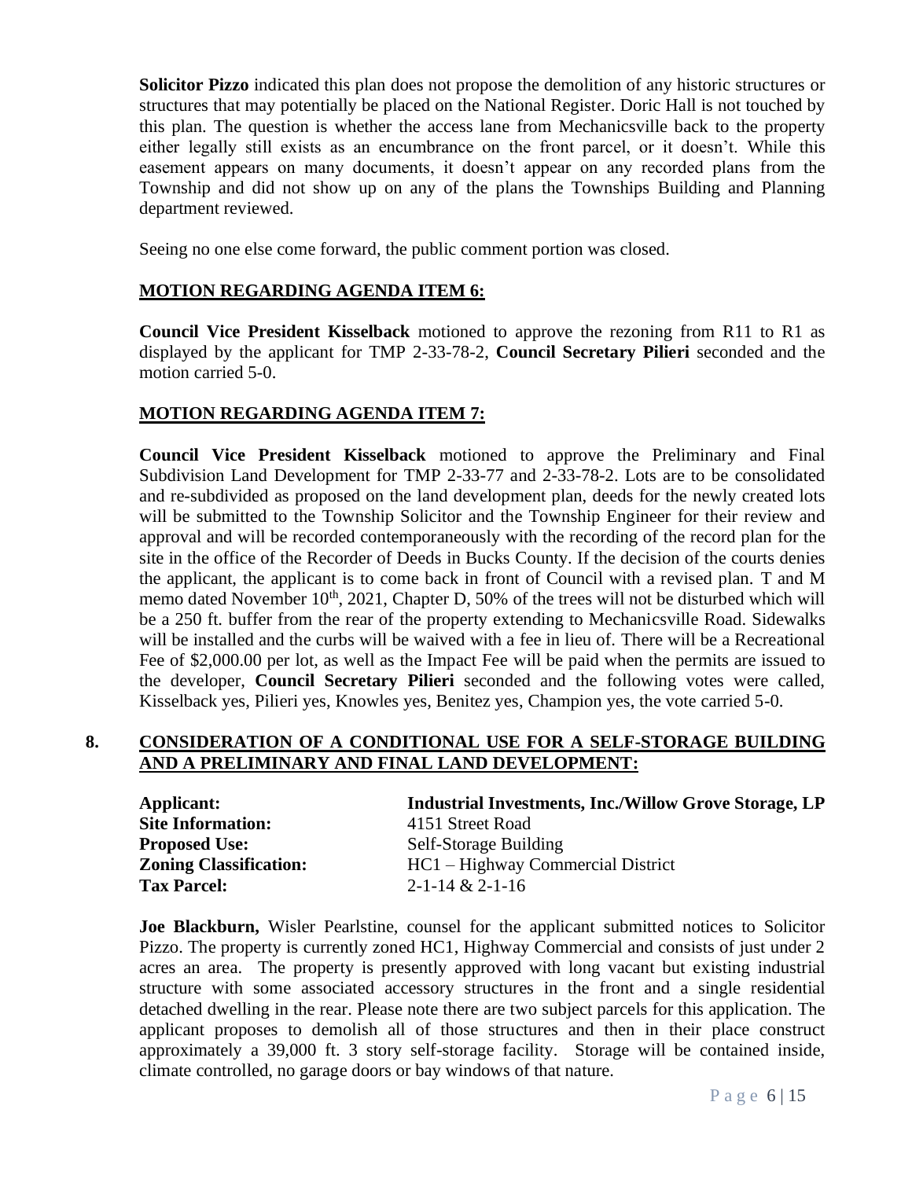**Solicitor Pizzo** indicated this plan does not propose the demolition of any historic structures or structures that may potentially be placed on the National Register. Doric Hall is not touched by this plan. The question is whether the access lane from Mechanicsville back to the property either legally still exists as an encumbrance on the front parcel, or it doesn't. While this easement appears on many documents, it doesn't appear on any recorded plans from the Township and did not show up on any of the plans the Townships Building and Planning department reviewed.

Seeing no one else come forward, the public comment portion was closed.

**MOTION REGARDING AGENDA ITEM 6:**

**Council Vice President Kisselback** motioned to approve the rezoning from R11 to R1 as displayed by the applicant for TMP 2-33-78-2, **Council Secretary Pilieri** seconded and the motion carried 5-0.

**MOTION REGARDING AGENDA ITEM 7:**

**Council Vice President Kisselback** motioned to approve the Preliminary and Final Subdivision Land Development for TMP 2-33-77 and 2-33-78-2. Lots are to be consolidated and re-subdivided as proposed on the land development plan, deeds for the newly created lots will be submitted to the Township Solicitor and the Township Engineer for their review and approval and will be recorded contemporaneously with the recording of the record plan for the site in the office of the Recorder of Deeds in Bucks County. If the decision of the courts denies the applicant, the applicant is to come back in front of Council with a revised plan. T and M memo dated November 10th, 2021, Chapter D, 50% of the trees will not be disturbed which will be a 250 ft. buffer from the rear of the property extending to Mechanicsville Road. Sidewalks will be installed and the curbs will be waived with a fee in lieu of. There will be a Recreational Fee of $2,000.00 per lot, as well as the Impact Fee will be paid when the permits are issued to the developer, **Council Secretary Pilieri** seconded and the following votes were called, Kisselback yes, Pilieri yes, Knowles yes, Benitez yes, Champion yes, the vote carried 5-0.

**8. CONSIDERATION OF A CONDITIONAL USE FOR A SELF-STORAGE BUILDING AND A PRELIMINARY AND FINAL LAND DEVELOPMENT:**

| | |
|---|---|
| **Applicant:** | **Industrial Investments, Inc./Willow Grove Storage, LP** |
| **Site Information:** | 4151 Street Road |
| **Proposed Use:** | Self-Storage Building |
| **Zoning Classification:** | HC1 – Highway Commercial District |
| **Tax Parcel:** | 2-1-14 & 2-1-16 |

**Joe Blackburn,** Wisler Pearlstine, counsel for the applicant submitted notices to Solicitor Pizzo. The property is currently zoned HC1, Highway Commercial and consists of just under 2 acres an area. The property is presently approved with long vacant but existing industrial structure with some associated accessory structures in the front and a single residential detached dwelling in the rear. Please note there are two subject parcels for this application. The applicant proposes to demolish all of those structures and then in their place construct approximately a 39,000 ft. 3 story self-storage facility. Storage will be contained inside, climate controlled, no garage doors or bay windows of that nature.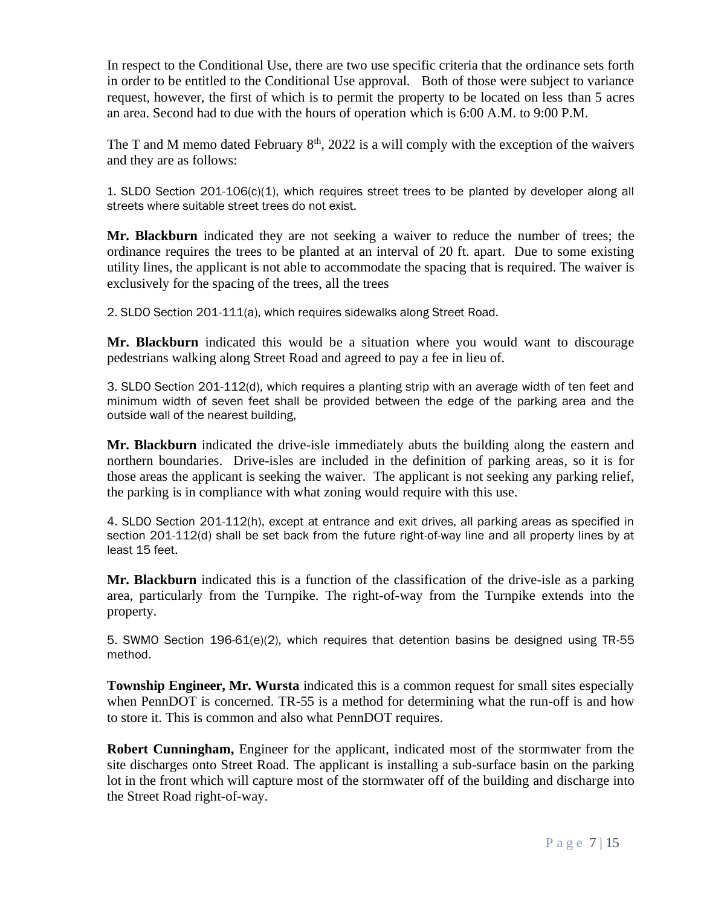In respect to the Conditional Use, there are two use specific criteria that the ordinance sets forth in order to be entitled to the Conditional Use approval. Both of those were subject to variance request, however, the first of which is to permit the property to be located on less than 5 acres an area. Second had to due with the hours of operation which is 6:00 A.M. to 9:00 P.M.

The T and M memo dated February 8th, 2022 is a will comply with the exception of the waivers and they are as follows:

1. SLDO Section 201-106(c)(1), which requires street trees to be planted by developer along all streets where suitable street trees do not exist.

**Mr. Blackburn** indicated they are not seeking a waiver to reduce the number of trees; the ordinance requires the trees to be planted at an interval of 20 ft. apart. Due to some existing utility lines, the applicant is not able to accommodate the spacing that is required. The waiver is exclusively for the spacing of the trees, all the trees

2. SLDO Section 201-111(a), which requires sidewalks along Street Road.

**Mr. Blackburn** indicated this would be a situation where you would want to discourage pedestrians walking along Street Road and agreed to pay a fee in lieu of.

3. SLDO Section 201-112(d), which requires a planting strip with an average width of ten feet and minimum width of seven feet shall be provided between the edge of the parking area and the outside wall of the nearest building,

**Mr. Blackburn** indicated the drive-isle immediately abuts the building along the eastern and northern boundaries. Drive-isles are included in the definition of parking areas, so it is for those areas the applicant is seeking the waiver. The applicant is not seeking any parking relief, the parking is in compliance with what zoning would require with this use.

4. SLDO Section 201-112(h), except at entrance and exit drives, all parking areas as specified in section 201-112(d) shall be set back from the future right-of-way line and all property lines by at least 15 feet.

**Mr. Blackburn** indicated this is a function of the classification of the drive-isle as a parking area, particularly from the Turnpike. The right-of-way from the Turnpike extends into the property.

5. SWMO Section 196-61(e)(2), which requires that detention basins be designed using TR-55 method.

**Township Engineer, Mr. Wursta** indicated this is a common request for small sites especially when PennDOT is concerned. TR-55 is a method for determining what the run-off is and how to store it. This is common and also what PennDOT requires.

**Robert Cunningham,** Engineer for the applicant, indicated most of the stormwater from the site discharges onto Street Road. The applicant is installing a sub-surface basin on the parking lot in the front which will capture most of the stormwater off of the building and discharge into the Street Road right-of-way.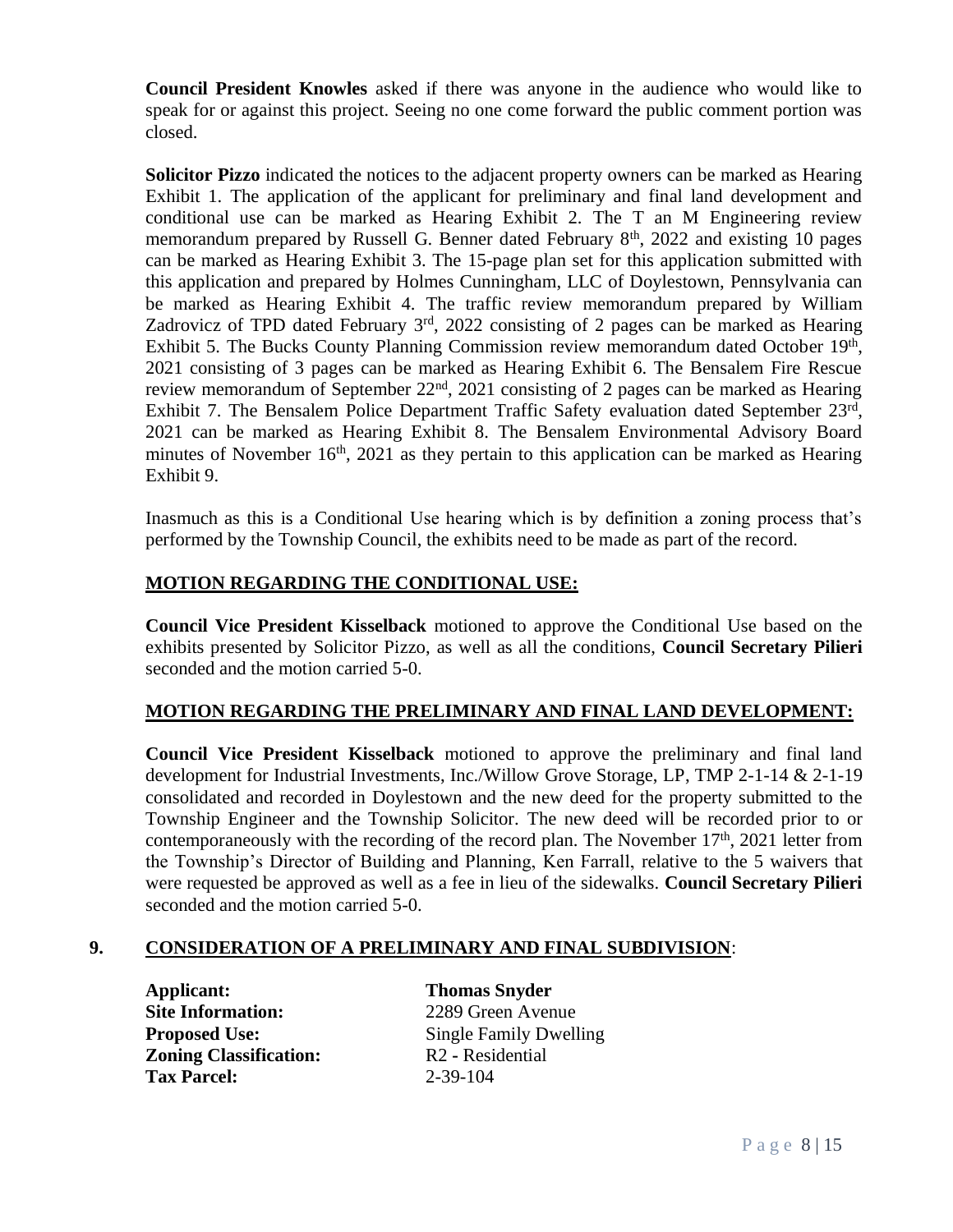**Council President Knowles** asked if there was anyone in the audience who would like to speak for or against this project. Seeing no one come forward the public comment portion was closed.

**Solicitor Pizzo** indicated the notices to the adjacent property owners can be marked as Hearing Exhibit 1. The application of the applicant for preliminary and final land development and conditional use can be marked as Hearing Exhibit 2. The T an M Engineering review memorandum prepared by Russell G. Benner dated February 8th, 2022 and existing 10 pages can be marked as Hearing Exhibit 3. The 15-page plan set for this application submitted with this application and prepared by Holmes Cunningham, LLC of Doylestown, Pennsylvania can be marked as Hearing Exhibit 4. The traffic review memorandum prepared by William Zadrovicz of TPD dated February 3rd, 2022 consisting of 2 pages can be marked as Hearing Exhibit 5. The Bucks County Planning Commission review memorandum dated October 19th, 2021 consisting of 3 pages can be marked as Hearing Exhibit 6. The Bensalem Fire Rescue review memorandum of September 22nd, 2021 consisting of 2 pages can be marked as Hearing Exhibit 7. The Bensalem Police Department Traffic Safety evaluation dated September 23rd, 2021 can be marked as Hearing Exhibit 8. The Bensalem Environmental Advisory Board minutes of November 16th, 2021 as they pertain to this application can be marked as Hearing Exhibit 9.

Inasmuch as this is a Conditional Use hearing which is by definition a zoning process that's performed by the Township Council, the exhibits need to be made as part of the record.

**MOTION REGARDING THE CONDITIONAL USE:**

**Council Vice President Kisselback** motioned to approve the Conditional Use based on the exhibits presented by Solicitor Pizzo, as well as all the conditions, **Council Secretary Pilieri** seconded and the motion carried 5-0.

**MOTION REGARDING THE PRELIMINARY AND FINAL LAND DEVELOPMENT:**

**Council Vice President Kisselback** motioned to approve the preliminary and final land development for Industrial Investments, Inc./Willow Grove Storage, LP, TMP 2-1-14 & 2-1-19 consolidated and recorded in Doylestown and the new deed for the property submitted to the Township Engineer and the Township Solicitor. The new deed will be recorded prior to or contemporaneously with the recording of the record plan. The November 17th, 2021 letter from the Township's Director of Building and Planning, Ken Farrall, relative to the 5 waivers that were requested be approved as well as a fee in lieu of the sidewalks. **Council Secretary Pilieri** seconded and the motion carried 5-0.

## 9. CONSIDERATION OF A PRELIMINARY AND FINAL SUBDIVISION:

**Applicant:** **Thomas Snyder**
**Site Information:** 2289 Green Avenue
**Proposed Use:** Single Family Dwelling
**Zoning Classification:** R2 - Residential
**Tax Parcel:** 2-39-104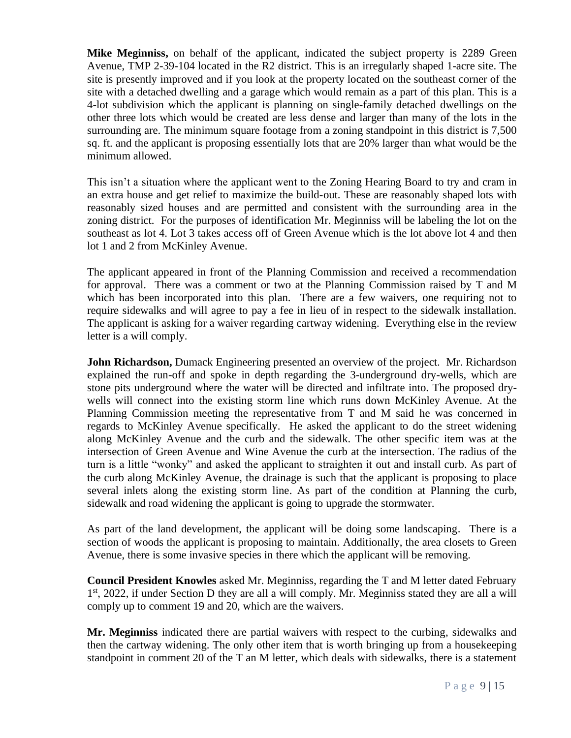**Mike Meginniss,** on behalf of the applicant, indicated the subject property is 2289 Green Avenue, TMP 2-39-104 located in the R2 district. This is an irregularly shaped 1-acre site. The site is presently improved and if you look at the property located on the southeast corner of the site with a detached dwelling and a garage which would remain as a part of this plan. This is a 4-lot subdivision which the applicant is planning on single-family detached dwellings on the other three lots which would be created are less dense and larger than many of the lots in the surrounding are. The minimum square footage from a zoning standpoint in this district is 7,500 sq. ft. and the applicant is proposing essentially lots that are 20% larger than what would be the minimum allowed.

This isn't a situation where the applicant went to the Zoning Hearing Board to try and cram in an extra house and get relief to maximize the build-out. These are reasonably shaped lots with reasonably sized houses and are permitted and consistent with the surrounding area in the zoning district. For the purposes of identification Mr. Meginniss will be labeling the lot on the southeast as lot 4. Lot 3 takes access off of Green Avenue which is the lot above lot 4 and then lot 1 and 2 from McKinley Avenue.

The applicant appeared in front of the Planning Commission and received a recommendation for approval. There was a comment or two at the Planning Commission raised by T and M which has been incorporated into this plan. There are a few waivers, one requiring not to require sidewalks and will agree to pay a fee in lieu of in respect to the sidewalk installation. The applicant is asking for a waiver regarding cartway widening. Everything else in the review letter is a will comply.

**John Richardson,** Dumack Engineering presented an overview of the project. Mr. Richardson explained the run-off and spoke in depth regarding the 3-underground dry-wells, which are stone pits underground where the water will be directed and infiltrate into. The proposed dry-wells will connect into the existing storm line which runs down McKinley Avenue. At the Planning Commission meeting the representative from T and M said he was concerned in regards to McKinley Avenue specifically. He asked the applicant to do the street widening along McKinley Avenue and the curb and the sidewalk. The other specific item was at the intersection of Green Avenue and Wine Avenue the curb at the intersection. The radius of the turn is a little "wonky" and asked the applicant to straighten it out and install curb. As part of the curb along McKinley Avenue, the drainage is such that the applicant is proposing to place several inlets along the existing storm line. As part of the condition at Planning the curb, sidewalk and road widening the applicant is going to upgrade the stormwater.

As part of the land development, the applicant will be doing some landscaping. There is a section of woods the applicant is proposing to maintain. Additionally, the area closets to Green Avenue, there is some invasive species in there which the applicant will be removing.

**Council President Knowles** asked Mr. Meginniss, regarding the T and M letter dated February 1st, 2022, if under Section D they are all a will comply. Mr. Meginniss stated they are all a will comply up to comment 19 and 20, which are the waivers.

**Mr. Meginniss** indicated there are partial waivers with respect to the curbing, sidewalks and then the cartway widening. The only other item that is worth bringing up from a housekeeping standpoint in comment 20 of the T an M letter, which deals with sidewalks, there is a statement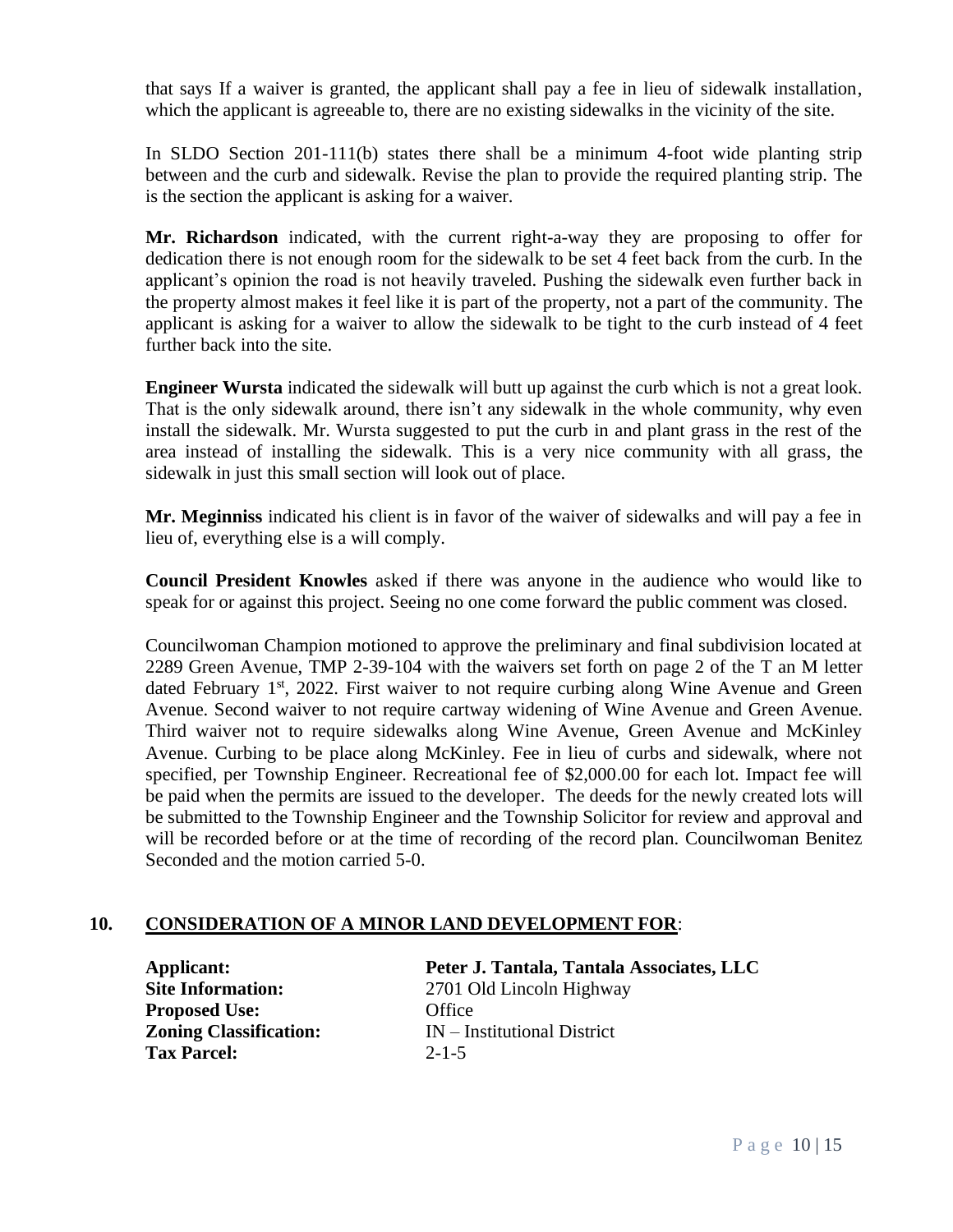that says If a waiver is granted, the applicant shall pay a fee in lieu of sidewalk installation, which the applicant is agreeable to, there are no existing sidewalks in the vicinity of the site.

In SLDO Section 201-111(b) states there shall be a minimum 4-foot wide planting strip between and the curb and sidewalk. Revise the plan to provide the required planting strip. The is the section the applicant is asking for a waiver.

**Mr. Richardson** indicated, with the current right-a-way they are proposing to offer for dedication there is not enough room for the sidewalk to be set 4 feet back from the curb. In the applicant's opinion the road is not heavily traveled. Pushing the sidewalk even further back in the property almost makes it feel like it is part of the property, not a part of the community. The applicant is asking for a waiver to allow the sidewalk to be tight to the curb instead of 4 feet further back into the site.

**Engineer Wursta** indicated the sidewalk will butt up against the curb which is not a great look. That is the only sidewalk around, there isn't any sidewalk in the whole community, why even install the sidewalk. Mr. Wursta suggested to put the curb in and plant grass in the rest of the area instead of installing the sidewalk. This is a very nice community with all grass, the sidewalk in just this small section will look out of place.

**Mr. Meginniss** indicated his client is in favor of the waiver of sidewalks and will pay a fee in lieu of, everything else is a will comply.

**Council President Knowles** asked if there was anyone in the audience who would like to speak for or against this project. Seeing no one come forward the public comment was closed.

Councilwoman Champion motioned to approve the preliminary and final subdivision located at 2289 Green Avenue, TMP 2-39-104 with the waivers set forth on page 2 of the T an M letter dated February 1st, 2022. First waiver to not require curbing along Wine Avenue and Green Avenue. Second waiver to not require cartway widening of Wine Avenue and Green Avenue. Third waiver not to require sidewalks along Wine Avenue, Green Avenue and McKinley Avenue. Curbing to be place along McKinley. Fee in lieu of curbs and sidewalk, where not specified, per Township Engineer. Recreational fee of $2,000.00 for each lot. Impact fee will be paid when the permits are issued to the developer. The deeds for the newly created lots will be submitted to the Township Engineer and the Township Solicitor for review and approval and will be recorded before or at the time of recording of the record plan. Councilwoman Benitez Seconded and the motion carried 5-0.

## 10. CONSIDERATION OF A MINOR LAND DEVELOPMENT FOR:

**Applicant:** **Peter J. Tantala, Tantala Associates, LLC**
**Site Information:** 2701 Old Lincoln Highway
**Proposed Use:** Office
**Zoning Classification:** IN – Institutional District
**Tax Parcel:** 2-1-5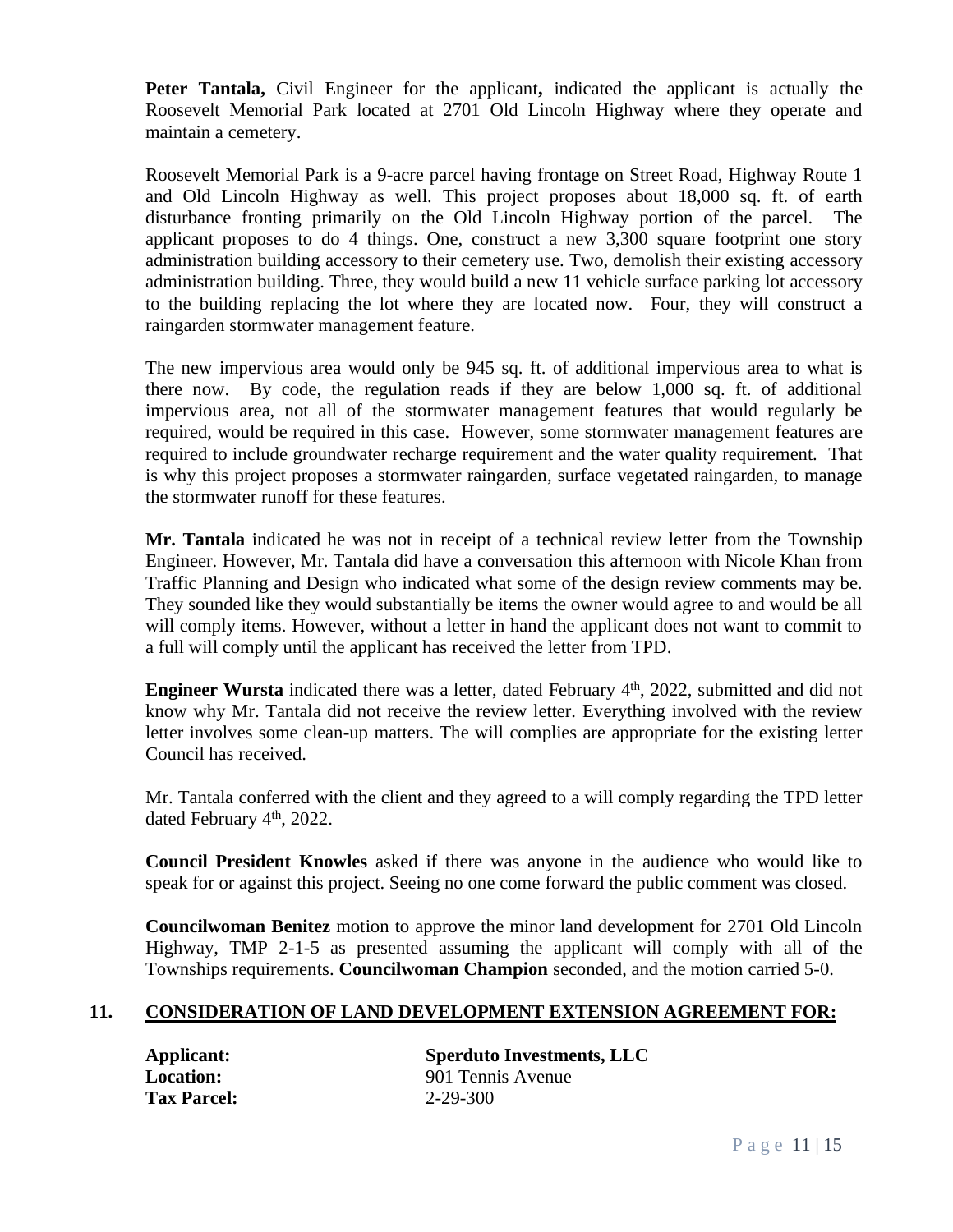**Peter Tantala,** Civil Engineer for the applicant**,** indicated the applicant is actually the Roosevelt Memorial Park located at 2701 Old Lincoln Highway where they operate and maintain a cemetery.

Roosevelt Memorial Park is a 9-acre parcel having frontage on Street Road, Highway Route 1 and Old Lincoln Highway as well. This project proposes about 18,000 sq. ft. of earth disturbance fronting primarily on the Old Lincoln Highway portion of the parcel. The applicant proposes to do 4 things. One, construct a new 3,300 square footprint one story administration building accessory to their cemetery use. Two, demolish their existing accessory administration building. Three, they would build a new 11 vehicle surface parking lot accessory to the building replacing the lot where they are located now. Four, they will construct a raingarden stormwater management feature.

The new impervious area would only be 945 sq. ft. of additional impervious area to what is there now. By code, the regulation reads if they are below 1,000 sq. ft. of additional impervious area, not all of the stormwater management features that would regularly be required, would be required in this case. However, some stormwater management features are required to include groundwater recharge requirement and the water quality requirement. That is why this project proposes a stormwater raingarden, surface vegetated raingarden, to manage the stormwater runoff for these features.

**Mr. Tantala** indicated he was not in receipt of a technical review letter from the Township Engineer. However, Mr. Tantala did have a conversation this afternoon with Nicole Khan from Traffic Planning and Design who indicated what some of the design review comments may be. They sounded like they would substantially be items the owner would agree to and would be all will comply items. However, without a letter in hand the applicant does not want to commit to a full will comply until the applicant has received the letter from TPD.

**Engineer Wursta** indicated there was a letter, dated February 4th, 2022, submitted and did not know why Mr. Tantala did not receive the review letter. Everything involved with the review letter involves some clean-up matters. The will complies are appropriate for the existing letter Council has received.

Mr. Tantala conferred with the client and they agreed to a will comply regarding the TPD letter dated February 4th, 2022.

**Council President Knowles** asked if there was anyone in the audience who would like to speak for or against this project. Seeing no one come forward the public comment was closed.

**Councilwoman Benitez** motion to approve the minor land development for 2701 Old Lincoln Highway, TMP 2-1-5 as presented assuming the applicant will comply with all of the Townships requirements. **Councilwoman Champion** seconded, and the motion carried 5-0.

## 11. CONSIDERATION OF LAND DEVELOPMENT EXTENSION AGREEMENT FOR:

**Applicant:** **Sperduto Investments, LLC**
**Location:** 901 Tennis Avenue
**Tax Parcel:** 2-29-300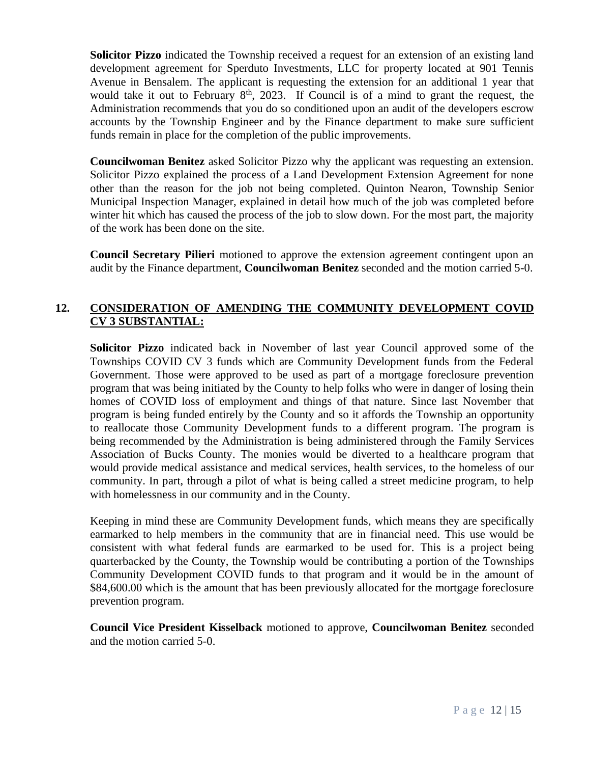**Solicitor Pizzo** indicated the Township received a request for an extension of an existing land development agreement for Sperduto Investments, LLC for property located at 901 Tennis Avenue in Bensalem. The applicant is requesting the extension for an additional 1 year that would take it out to February 8th, 2023. If Council is of a mind to grant the request, the Administration recommends that you do so conditioned upon an audit of the developers escrow accounts by the Township Engineer and by the Finance department to make sure sufficient funds remain in place for the completion of the public improvements.

**Councilwoman Benitez** asked Solicitor Pizzo why the applicant was requesting an extension. Solicitor Pizzo explained the process of a Land Development Extension Agreement for none other than the reason for the job not being completed. Quinton Nearon, Township Senior Municipal Inspection Manager, explained in detail how much of the job was completed before winter hit which has caused the process of the job to slow down. For the most part, the majority of the work has been done on the site.

**Council Secretary Pilieri** motioned to approve the extension agreement contingent upon an audit by the Finance department, **Councilwoman Benitez** seconded and the motion carried 5-0.

## 12. CONSIDERATION OF AMENDING THE COMMUNITY DEVELOPMENT COVID CV 3 SUBSTANTIAL:

**Solicitor Pizzo** indicated back in November of last year Council approved some of the Townships COVID CV 3 funds which are Community Development funds from the Federal Government. Those were approved to be used as part of a mortgage foreclosure prevention program that was being initiated by the County to help folks who were in danger of losing their homes of COVID loss of employment and things of that nature. Since last November that program is being funded entirely by the County and so it affords the Township an opportunity to reallocate those Community Development funds to a different program. The program is being recommended by the Administration is being administered through the Family Services Association of Bucks County. The monies would be diverted to a healthcare program that would provide medical assistance and medical services, health services, to the homeless of our community. In part, through a pilot of what is being called a street medicine program, to help with homelessness in our community and in the County.

Keeping in mind these are Community Development funds, which means they are specifically earmarked to help members in the community that are in financial need. This use would be consistent with what federal funds are earmarked to be used for. This is a project being quarterbacked by the County, the Township would be contributing a portion of the Townships Community Development COVID funds to that program and it would be in the amount of $84,600.00 which is the amount that has been previously allocated for the mortgage foreclosure prevention program.

**Council Vice President Kisselback** motioned to approve, **Councilwoman Benitez** seconded and the motion carried 5-0.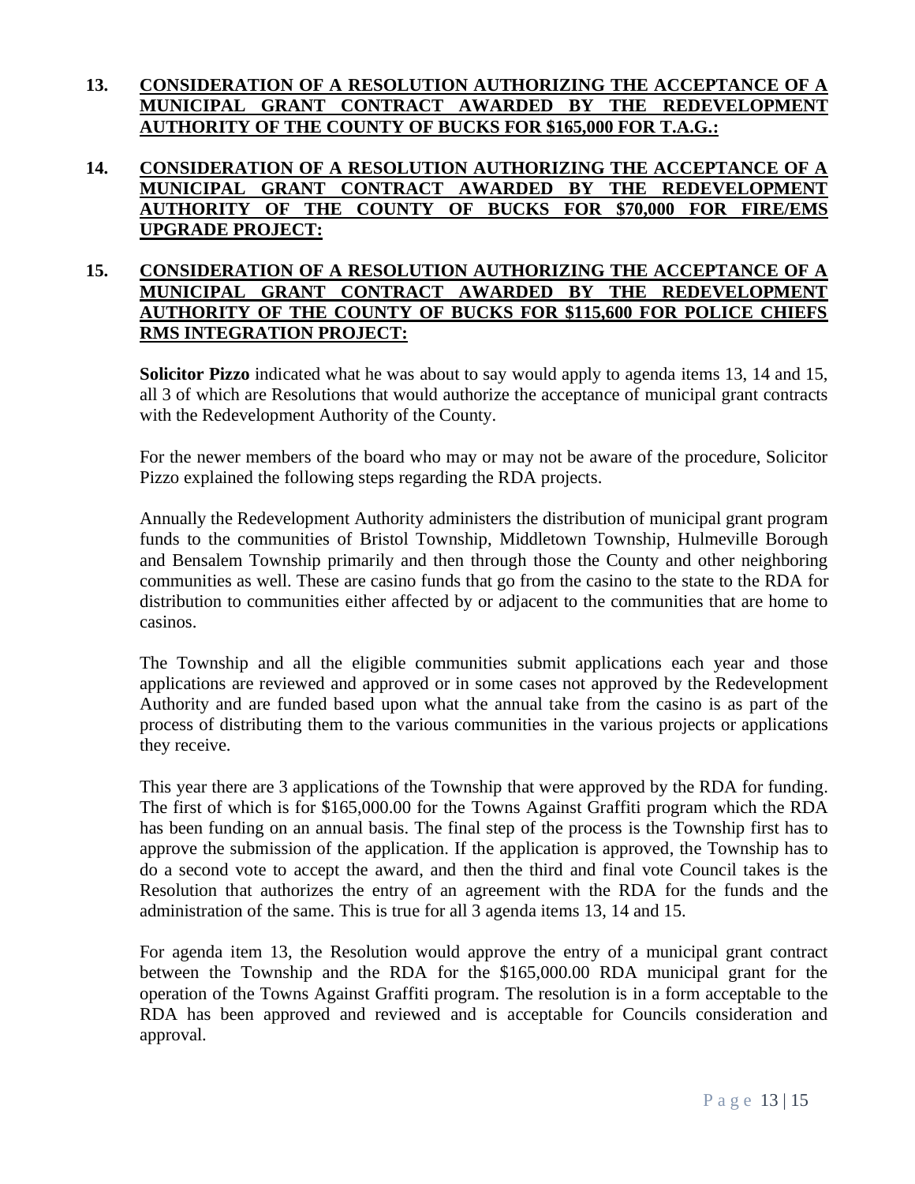**13. <u>CONSIDERATION OF A RESOLUTION AUTHORIZING THE ACCEPTANCE OF A MUNICIPAL GRANT CONTRACT AWARDED BY THE REDEVELOPMENT AUTHORITY OF THE COUNTY OF BUCKS FOR $165,000 FOR T.A.G.:</u>**

**14. <u>CONSIDERATION OF A RESOLUTION AUTHORIZING THE ACCEPTANCE OF A MUNICIPAL GRANT CONTRACT AWARDED BY THE REDEVELOPMENT AUTHORITY OF THE COUNTY OF BUCKS FOR $70,000 FOR FIRE/EMS UPGRADE PROJECT:</u>**

**15. <u>CONSIDERATION OF A RESOLUTION AUTHORIZING THE ACCEPTANCE OF A MUNICIPAL GRANT CONTRACT AWARDED BY THE REDEVELOPMENT AUTHORITY OF THE COUNTY OF BUCKS FOR $115,600 FOR POLICE CHIEFS RMS INTEGRATION PROJECT:</u>**

**Solicitor Pizzo** indicated what he was about to say would apply to agenda items 13, 14 and 15, all 3 of which are Resolutions that would authorize the acceptance of municipal grant contracts with the Redevelopment Authority of the County.

For the newer members of the board who may or may not be aware of the procedure, Solicitor Pizzo explained the following steps regarding the RDA projects.

Annually the Redevelopment Authority administers the distribution of municipal grant program funds to the communities of Bristol Township, Middletown Township, Hulmeville Borough and Bensalem Township primarily and then through those the County and other neighboring communities as well. These are casino funds that go from the casino to the state to the RDA for distribution to communities either affected by or adjacent to the communities that are home to casinos.

The Township and all the eligible communities submit applications each year and those applications are reviewed and approved or in some cases not approved by the Redevelopment Authority and are funded based upon what the annual take from the casino is as part of the process of distributing them to the various communities in the various projects or applications they receive.

This year there are 3 applications of the Township that were approved by the RDA for funding. The first of which is for $165,000.00 for the Towns Against Graffiti program which the RDA has been funding on an annual basis. The final step of the process is the Township first has to approve the submission of the application. If the application is approved, the Township has to do a second vote to accept the award, and then the third and final vote Council takes is the Resolution that authorizes the entry of an agreement with the RDA for the funds and the administration of the same. This is true for all 3 agenda items 13, 14 and 15.

For agenda item 13, the Resolution would approve the entry of a municipal grant contract between the Township and the RDA for the $165,000.00 RDA municipal grant for the operation of the Towns Against Graffiti program. The resolution is in a form acceptable to the RDA has been approved and reviewed and is acceptable for Councils consideration and approval.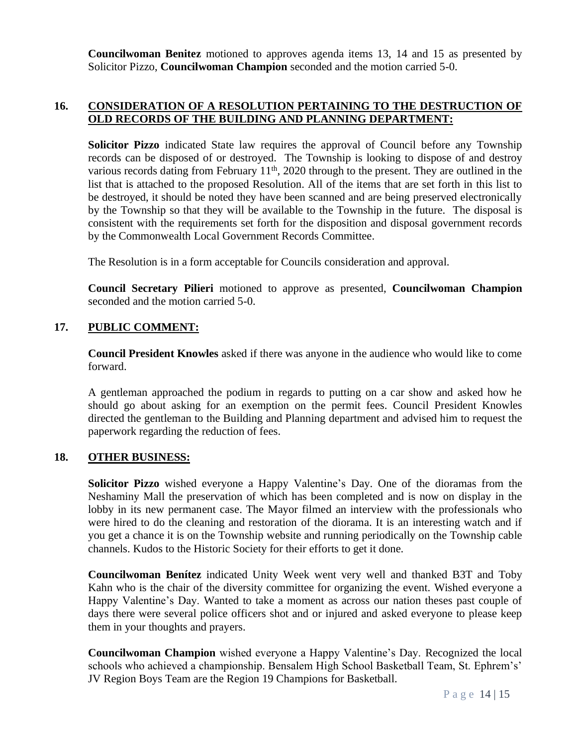**Councilwoman Benitez** motioned to approves agenda items 13, 14 and 15 as presented by Solicitor Pizzo, **Councilwoman Champion** seconded and the motion carried 5-0.

## 16. CONSIDERATION OF A RESOLUTION PERTAINING TO THE DESTRUCTION OF OLD RECORDS OF THE BUILDING AND PLANNING DEPARTMENT:

**Solicitor Pizzo** indicated State law requires the approval of Council before any Township records can be disposed of or destroyed. The Township is looking to dispose of and destroy various records dating from February 11th, 2020 through to the present. They are outlined in the list that is attached to the proposed Resolution. All of the items that are set forth in this list to be destroyed, it should be noted they have been scanned and are being preserved electronically by the Township so that they will be available to the Township in the future. The disposal is consistent with the requirements set forth for the disposition and disposal government records by the Commonwealth Local Government Records Committee.

The Resolution is in a form acceptable for Councils consideration and approval.

**Council Secretary Pilieri** motioned to approve as presented, **Councilwoman Champion** seconded and the motion carried 5-0.

## 17. PUBLIC COMMENT:

**Council President Knowles** asked if there was anyone in the audience who would like to come forward.

A gentleman approached the podium in regards to putting on a car show and asked how he should go about asking for an exemption on the permit fees. Council President Knowles directed the gentleman to the Building and Planning department and advised him to request the paperwork regarding the reduction of fees.

## 18. OTHER BUSINESS:

**Solicitor Pizzo** wished everyone a Happy Valentine's Day. One of the dioramas from the Neshaminy Mall the preservation of which has been completed and is now on display in the lobby in its new permanent case. The Mayor filmed an interview with the professionals who were hired to do the cleaning and restoration of the diorama. It is an interesting watch and if you get a chance it is on the Township website and running periodically on the Township cable channels. Kudos to the Historic Society for their efforts to get it done.

**Councilwoman Benítez** indicated Unity Week went very well and thanked B3T and Toby Kahn who is the chair of the diversity committee for organizing the event. Wished everyone a Happy Valentine's Day. Wanted to take a moment as across our nation theses past couple of days there were several police officers shot and or injured and asked everyone to please keep them in your thoughts and prayers.

**Councilwoman Champion** wished everyone a Happy Valentine's Day. Recognized the local schools who achieved a championship. Bensalem High School Basketball Team, St. Ephrem's' JV Region Boys Team are the Region 19 Champions for Basketball.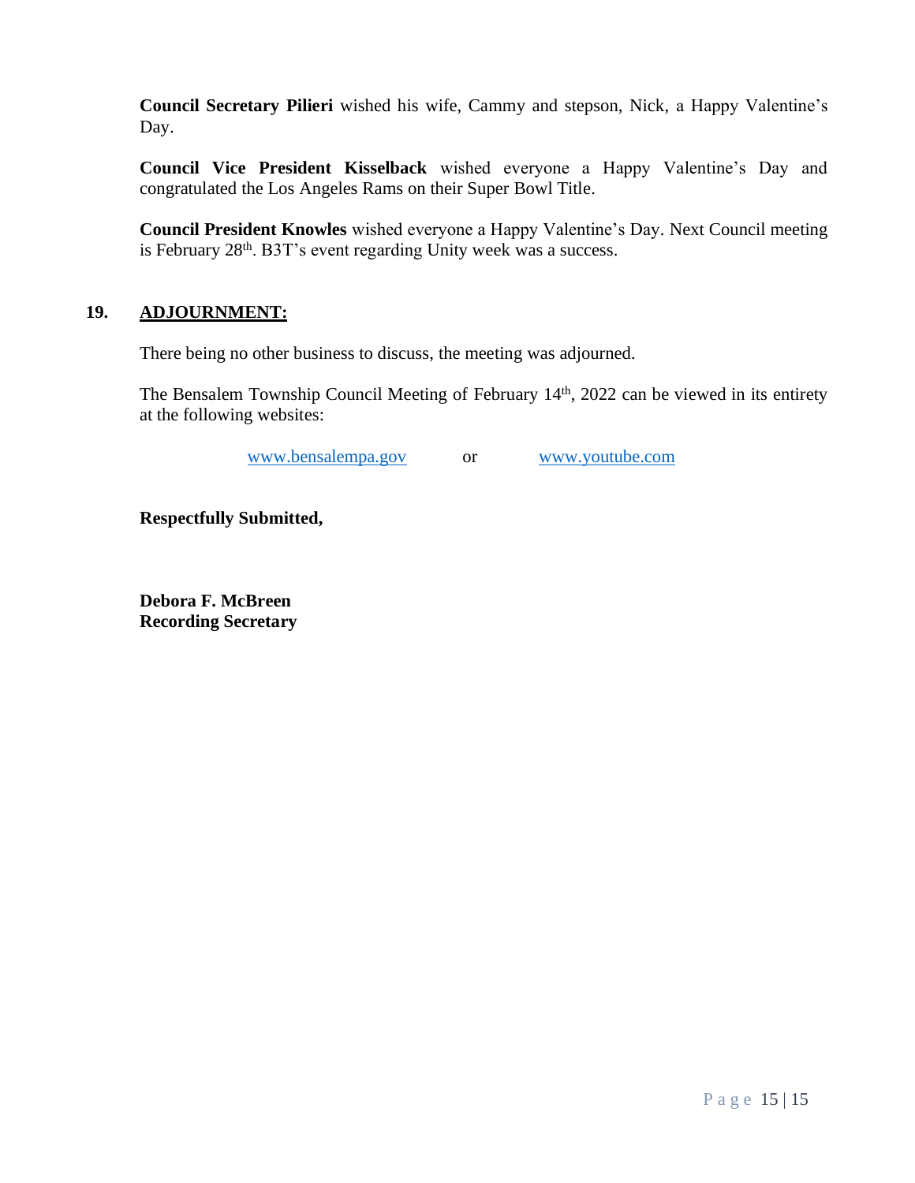**Council Secretary Pilieri** wished his wife, Cammy and stepson, Nick, a Happy Valentine's Day.

**Council Vice President Kisselback** wished everyone a Happy Valentine's Day and congratulated the Los Angeles Rams on their Super Bowl Title.

**Council President Knowles** wished everyone a Happy Valentine's Day. Next Council meeting is February 28th. B3T's event regarding Unity week was a success.

## 19. ADJOURNMENT:

There being no other business to discuss, the meeting was adjourned.

The Bensalem Township Council Meeting of February 14th, 2022 can be viewed in its entirety at the following websites:

www.bensalempa.gov or www.youtube.com

**Respectfully Submitted,**

**Debora F. McBreen**
**Recording Secretary**